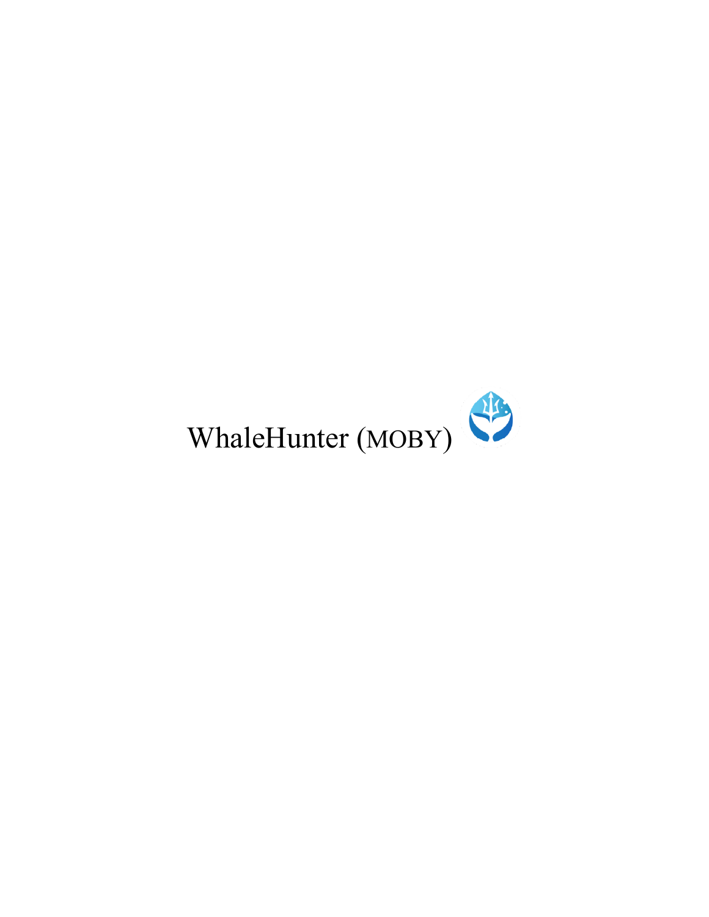# WhaleHunter (MOBY)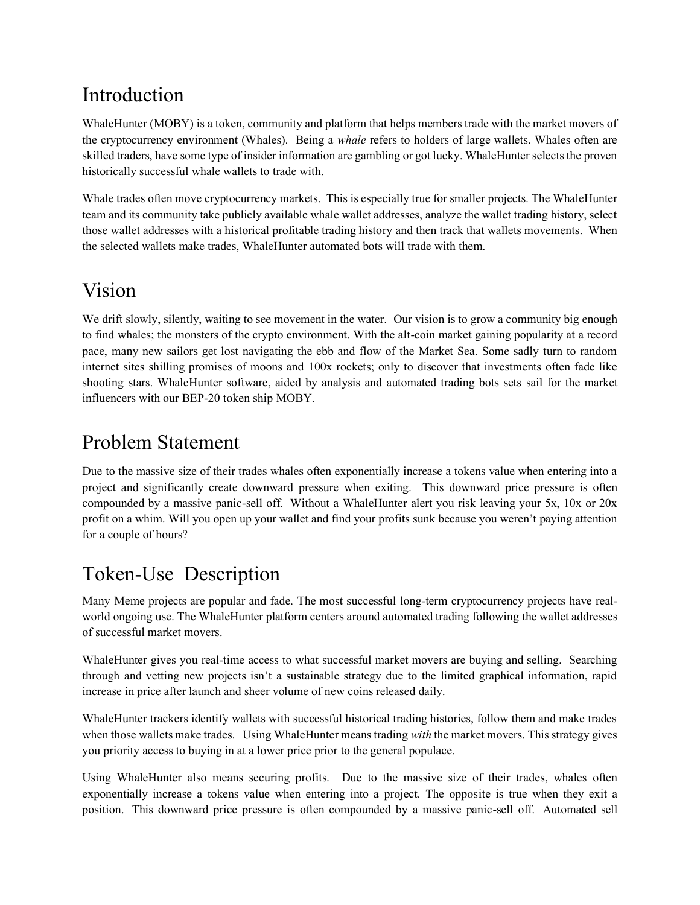# Introduction

WhaleHunter (MOBY) is a token, community and platform that helps members trade with the market movers of the cryptocurrency environment (Whales). Being a *whale* refers to holders of large wallets. Whales often are skilled traders, have some type of insider information are gambling or got lucky. WhaleHunter selects the proven historically successful whale wallets to trade with.

Whale trades often move cryptocurrency markets. This is especially true for smaller projects. The WhaleHunter team and its community take publicly available whale wallet addresses, analyze the wallet trading history, select those wallet addresses with a historical profitable trading history and then track that wallets movements. When the selected wallets make trades, WhaleHunter automated bots will trade with them.

# Vision

We drift slowly, silently, waiting to see movement in the water. Our vision is to grow a community big enough to find whales; the monsters of the crypto environment. With the alt-coin market gaining popularity at a record pace, many new sailors get lost navigating the ebb and flow of the Market Sea. Some sadly turn to random internet sites shilling promises of moons and 100x rockets; only to discover that investments often fade like shooting stars. WhaleHunter software, aided by analysis and automated trading bots sets sail for the market influencers with our BEP-20 token ship MOBY.

# Problem Statement

Due to the massive size of their trades whales often exponentially increase a tokens value when entering into a project and significantly create downward pressure when exiting. This downward price pressure is often compounded by a massive panic-sell off. Without a WhaleHunter alert you risk leaving your 5x, 10x or 20x profit on a whim. Will you open up your wallet and find your profits sunk because you weren't paying attention for a couple of hours?

# Token-Use Description

Many Meme projects are popular and fade. The most successful long-term cryptocurrency projects have real-world ongoing use. The WhaleHunter platform centers around automated trading following the wallet addresses of successful market movers.

WhaleHunter gives you real-time access to what successful market movers are buying and selling. Searching through and vetting new projects isn't a sustainable strategy due to the limited graphical information, rapid increase in price after launch and sheer volume of new coins released daily.

WhaleHunter trackers identify wallets with successful historical trading histories, follow them and make trades when those wallets make trades. Using WhaleHunter means trading *with* the market movers. This strategy gives you priority access to buying in at a lower price prior to the general populace.

Using WhaleHunter also means securing profits. Due to the massive size of their trades, whales often exponentially increase a tokens value when entering into a project. The opposite is true when they exit a position. This downward price pressure is often compounded by a massive panic-sell off. Automated sell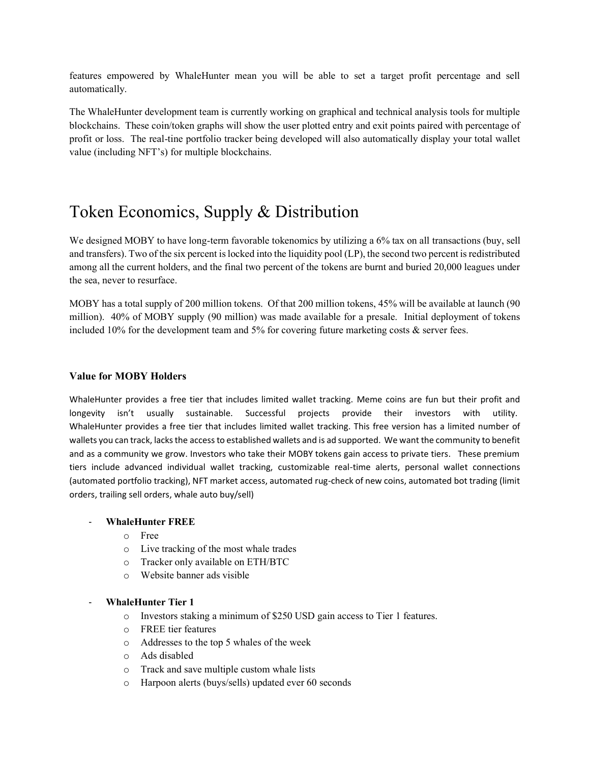features empowered by WhaleHunter mean you will be able to set a target profit percentage and sell automatically.

The WhaleHunter development team is currently working on graphical and technical analysis tools for multiple blockchains. These coin/token graphs will show the user plotted entry and exit points paired with percentage of profit or loss. The real-tine portfolio tracker being developed will also automatically display your total wallet value (including NFT's) for multiple blockchains.

# Token Economics, Supply & Distribution

We designed MOBY to have long-term favorable tokenomics by utilizing a 6% tax on all transactions (buy, sell and transfers). Two of the six percent is locked into the liquidity pool (LP), the second two percent is redistributed among all the current holders, and the final two percent of the tokens are burnt and buried 20,000 leagues under the sea, never to resurface.

MOBY has a total supply of 200 million tokens. Of that 200 million tokens, 45% will be available at launch (90 million). 40% of MOBY supply (90 million) was made available for a presale. Initial deployment of tokens included 10% for the development team and 5% for covering future marketing costs & server fees.

### Value for MOBY Holders

WhaleHunter provides a free tier that includes limited wallet tracking. Meme coins are fun but their profit and longevity isn't usually sustainable. Successful projects provide their investors with utility. WhaleHunter provides a free tier that includes limited wallet tracking. This free version has a limited number of wallets you can track, lacks the access to established wallets and is ad supported. We want the community to benefit and as a community we grow. Investors who take their MOBY tokens gain access to private tiers. These premium tiers include advanced individual wallet tracking, customizable real-time alerts, personal wallet connections (automated portfolio tracking), NFT market access, automated rug-check of new coins, automated bot trading (limit orders, trailing sell orders, whale auto buy/sell)

- **WhaleHunter FREE**
  - Free
  - Live tracking of the most whale trades
  - Tracker only available on ETH/BTC
  - Website banner ads visible

- **WhaleHunter Tier 1**
  - Investors staking a minimum of $250 USD gain access to Tier 1 features.
  - FREE tier features
  - Addresses to the top 5 whales of the week
  - Ads disabled
  - Track and save multiple custom whale lists
  - Harpoon alerts (buys/sells) updated ever 60 seconds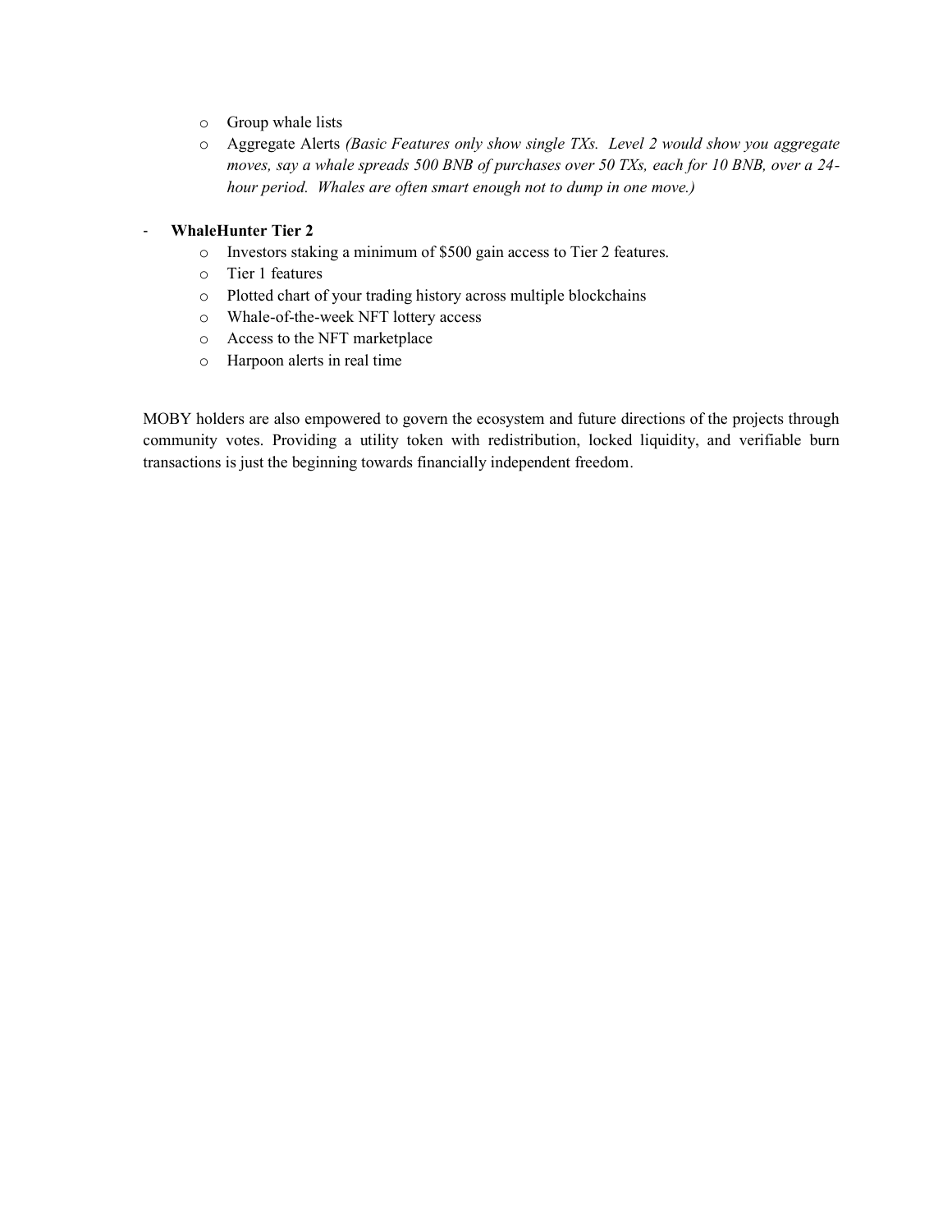- Group whale lists
  - Aggregate Alerts *(Basic Features only show single TXs. Level 2 would show you aggregate moves, say a whale spreads 500 BNB of purchases over 50 TXs, each for 10 BNB, over a 24-hour period. Whales are often smart enough not to dump in one move.)*

- **WhaleHunter Tier 2**
  - Investors staking a minimum of $500 gain access to Tier 2 features.
  - Tier 1 features
  - Plotted chart of your trading history across multiple blockchains
  - Whale-of-the-week NFT lottery access
  - Access to the NFT marketplace
  - Harpoon alerts in real time

MOBY holders are also empowered to govern the ecosystem and future directions of the projects through community votes. Providing a utility token with redistribution, locked liquidity, and verifiable burn transactions is just the beginning towards financially independent freedom.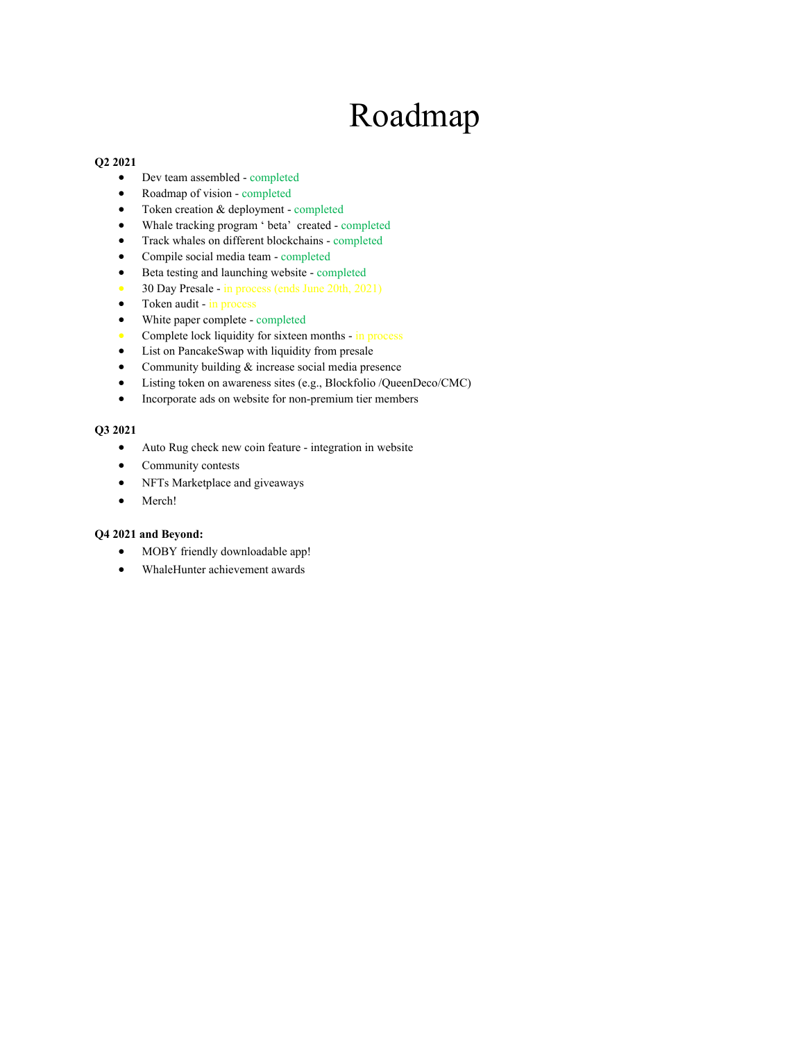# Roadmap

**Q2 2021**

- Dev team assembled - completed
- Roadmap of vision - completed
- Token creation & deployment - completed
- Whale tracking program ' beta' created - completed
- Track whales on different blockchains - completed
- Compile social media team - completed
- Beta testing and launching website - completed
- 30 Day Presale - in process (ends June 20th, 2021)
- Token audit - in process
- White paper complete - completed
- Complete lock liquidity for sixteen months - in process
- List on PancakeSwap with liquidity from presale
- Community building & increase social media presence
- Listing token on awareness sites (e.g., Blockfolio /QueenDeco/CMC)
- Incorporate ads on website for non-premium tier members

**Q3 2021**

- Auto Rug check new coin feature - integration in website
- Community contests
- NFTs Marketplace and giveaways
- Merch!

**Q4 2021 and Beyond:**

- MOBY friendly downloadable app!
- WhaleHunter achievement awards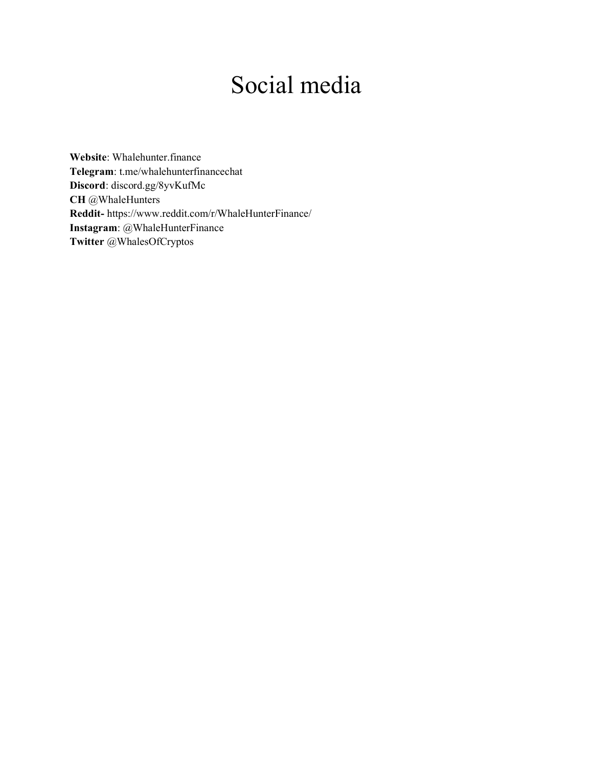# Social media

**Website**: Whalehunter.finance
**Telegram**: t.me/whalehunterfinancechat
**Discord**: discord.gg/8yvKufMc
**CH** @WhaleHunters
**Reddit-** https://www.reddit.com/r/WhaleHunterFinance/
**Instagram**: @WhaleHunterFinance
**Twitter** @WhalesOfCryptos